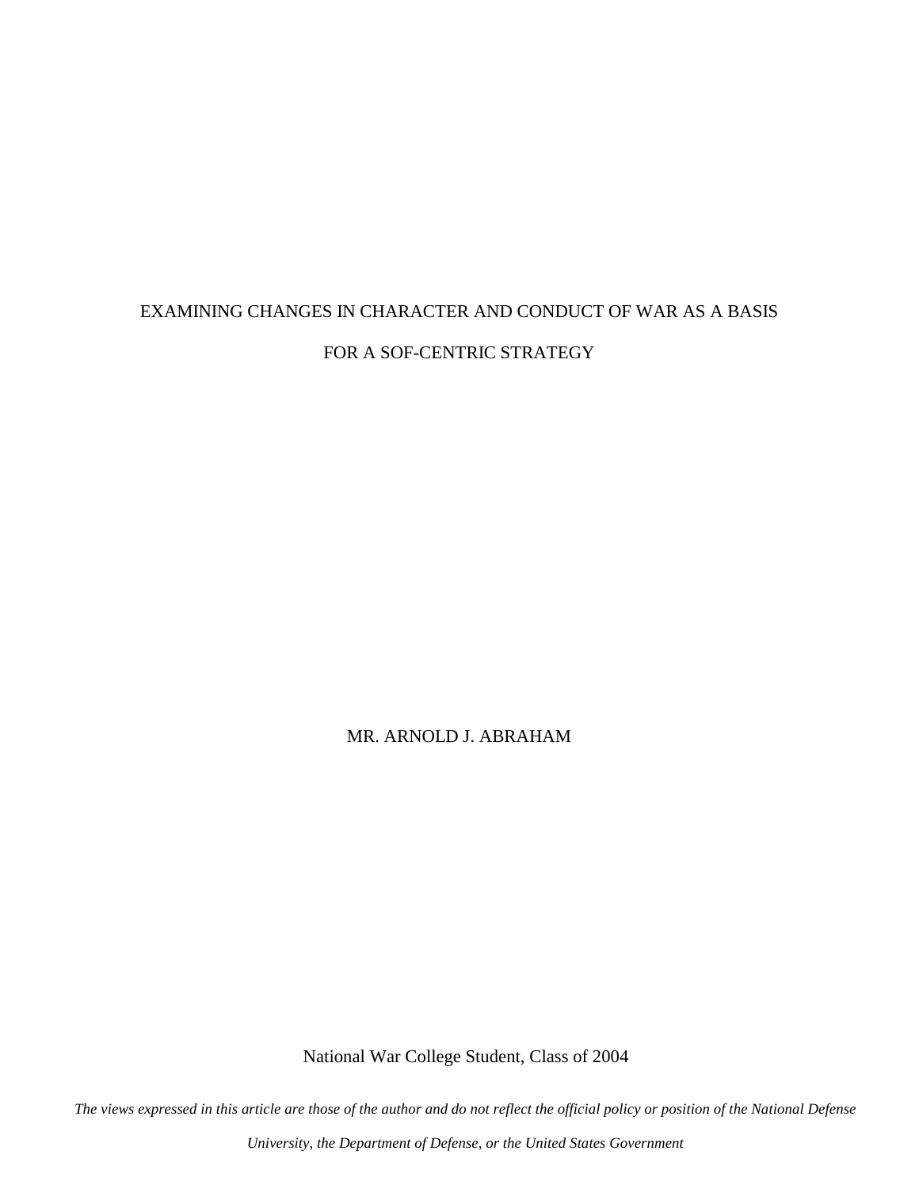# EXAMINING CHANGES IN CHARACTER AND CONDUCT OF WAR AS A BASIS FOR A SOF-CENTRIC STRATEGY

MR. ARNOLD J. ABRAHAM

National War College Student, Class of 2004

*The views expressed in this article are those of the author and do not reflect the official policy or position of the National Defense University, the Department of Defense, or the United States Government*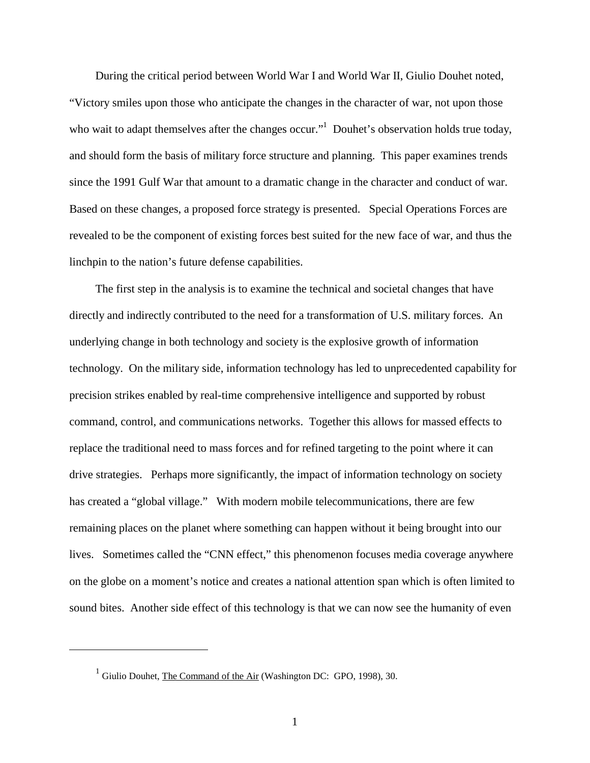During the critical period between World War I and World War II, Giulio Douhet noted, "Victory smiles upon those who anticipate the changes in the character of war, not upon those who wait to adapt themselves after the changes occur."[1] Douhet's observation holds true today, and should form the basis of military force structure and planning. This paper examines trends since the 1991 Gulf War that amount to a dramatic change in the character and conduct of war. Based on these changes, a proposed force strategy is presented. Special Operations Forces are revealed to be the component of existing forces best suited for the new face of war, and thus the linchpin to the nation's future defense capabilities.

The first step in the analysis is to examine the technical and societal changes that have directly and indirectly contributed to the need for a transformation of U.S. military forces. An underlying change in both technology and society is the explosive growth of information technology. On the military side, information technology has led to unprecedented capability for precision strikes enabled by real-time comprehensive intelligence and supported by robust command, control, and communications networks. Together this allows for massed effects to replace the traditional need to mass forces and for refined targeting to the point where it can drive strategies. Perhaps more significantly, the impact of information technology on society has created a "global village." With modern mobile telecommunications, there are few remaining places on the planet where something can happen without it being brought into our lives. Sometimes called the "CNN effect," this phenomenon focuses media coverage anywhere on the globe on a moment's notice and creates a national attention span which is often limited to sound bites. Another side effect of this technology is that we can now see the humanity of even

[1] Giulio Douhet, The Command of the Air (Washington DC: GPO, 1998), 30.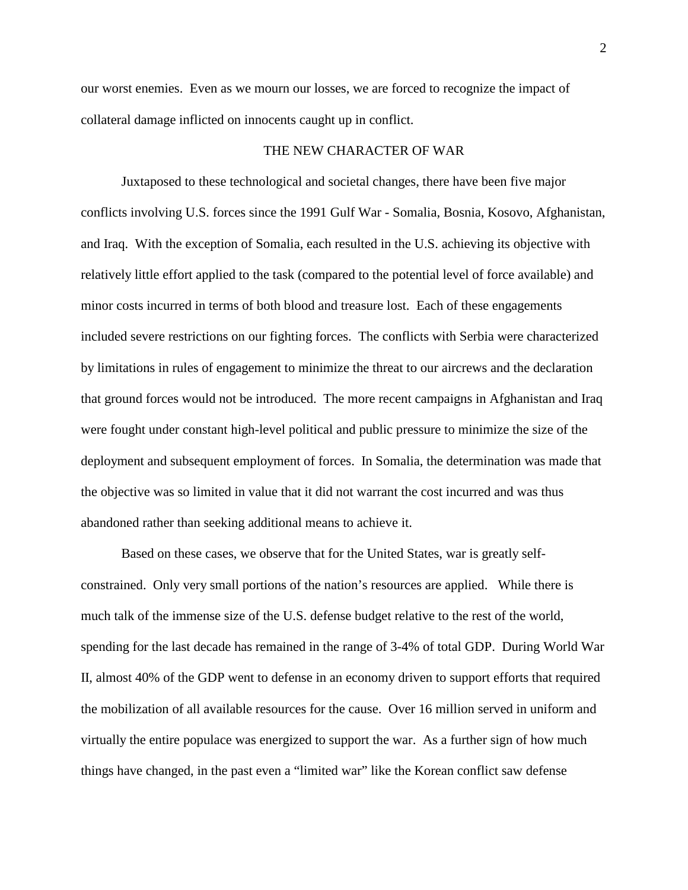our worst enemies. Even as we mourn our losses, we are forced to recognize the impact of collateral damage inflicted on innocents caught up in conflict.

## THE NEW CHARACTER OF WAR

Juxtaposed to these technological and societal changes, there have been five major conflicts involving U.S. forces since the 1991 Gulf War - Somalia, Bosnia, Kosovo, Afghanistan, and Iraq. With the exception of Somalia, each resulted in the U.S. achieving its objective with relatively little effort applied to the task (compared to the potential level of force available) and minor costs incurred in terms of both blood and treasure lost. Each of these engagements included severe restrictions on our fighting forces. The conflicts with Serbia were characterized by limitations in rules of engagement to minimize the threat to our aircrews and the declaration that ground forces would not be introduced. The more recent campaigns in Afghanistan and Iraq were fought under constant high-level political and public pressure to minimize the size of the deployment and subsequent employment of forces. In Somalia, the determination was made that the objective was so limited in value that it did not warrant the cost incurred and was thus abandoned rather than seeking additional means to achieve it.

Based on these cases, we observe that for the United States, war is greatly self-constrained. Only very small portions of the nation's resources are applied. While there is much talk of the immense size of the U.S. defense budget relative to the rest of the world, spending for the last decade has remained in the range of 3-4% of total GDP. During World War II, almost 40% of the GDP went to defense in an economy driven to support efforts that required the mobilization of all available resources for the cause. Over 16 million served in uniform and virtually the entire populace was energized to support the war. As a further sign of how much things have changed, in the past even a "limited war" like the Korean conflict saw defense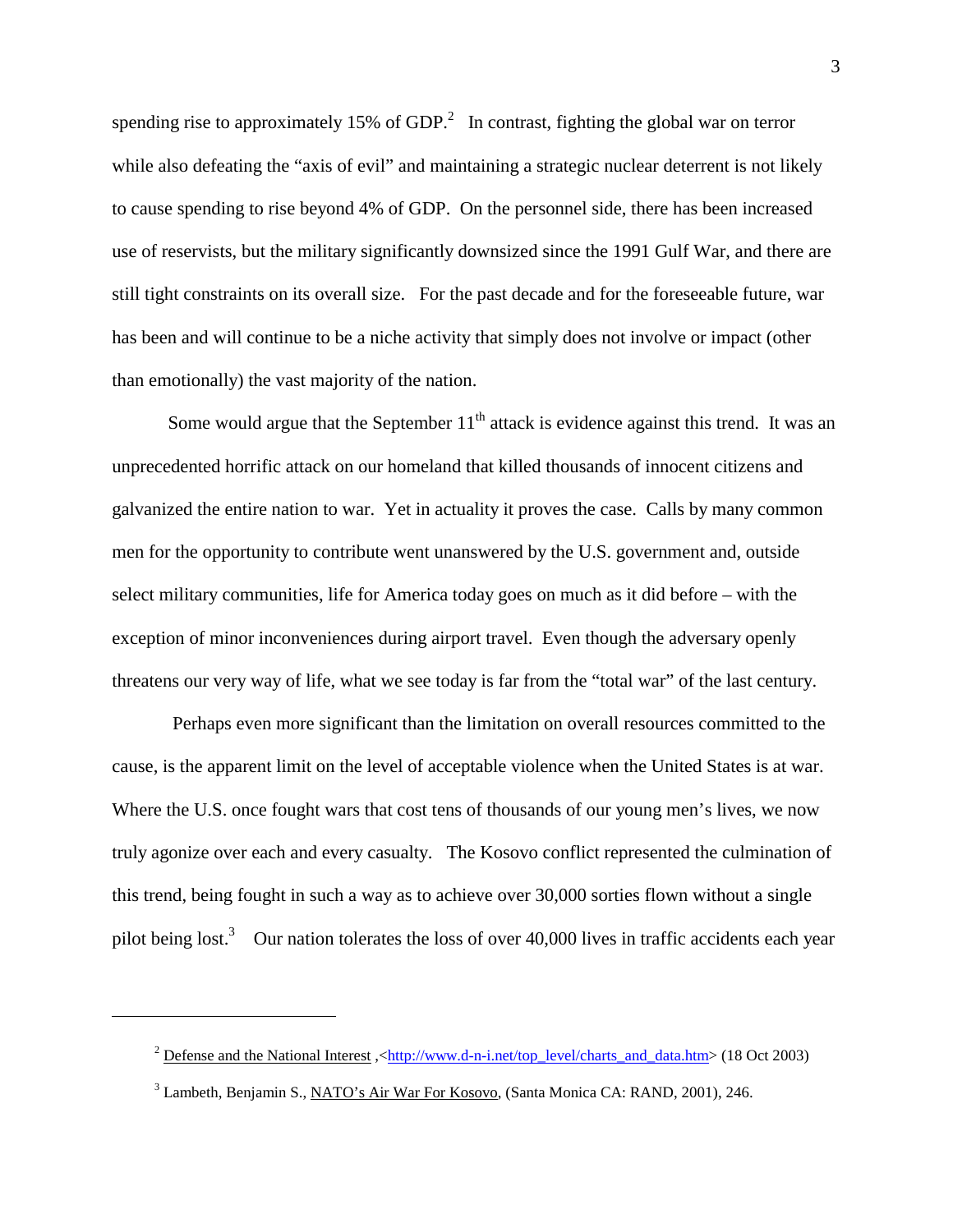spending rise to approximately 15% of GDP.[2] In contrast, fighting the global war on terror while also defeating the "axis of evil" and maintaining a strategic nuclear deterrent is not likely to cause spending to rise beyond 4% of GDP. On the personnel side, there has been increased use of reservists, but the military significantly downsized since the 1991 Gulf War, and there are still tight constraints on its overall size. For the past decade and for the foreseeable future, war has been and will continue to be a niche activity that simply does not involve or impact (other than emotionally) the vast majority of the nation.

Some would argue that the September 11th attack is evidence against this trend. It was an unprecedented horrific attack on our homeland that killed thousands of innocent citizens and galvanized the entire nation to war. Yet in actuality it proves the case. Calls by many common men for the opportunity to contribute went unanswered by the U.S. government and, outside select military communities, life for America today goes on much as it did before – with the exception of minor inconveniences during airport travel. Even though the adversary openly threatens our very way of life, what we see today is far from the "total war" of the last century.

Perhaps even more significant than the limitation on overall resources committed to the cause, is the apparent limit on the level of acceptable violence when the United States is at war. Where the U.S. once fought wars that cost tens of thousands of our young men's lives, we now truly agonize over each and every casualty. The Kosovo conflict represented the culmination of this trend, being fought in such a way as to achieve over 30,000 sorties flown without a single pilot being lost.[3] Our nation tolerates the loss of over 40,000 lives in traffic accidents each year

---

[2] Defense and the National Interest ,<http://www.d-n-i.net/top_level/charts_and_data.htm> (18 Oct 2003)

[3] Lambeth, Benjamin S., NATO's Air War For Kosovo, (Santa Monica CA: RAND, 2001), 246.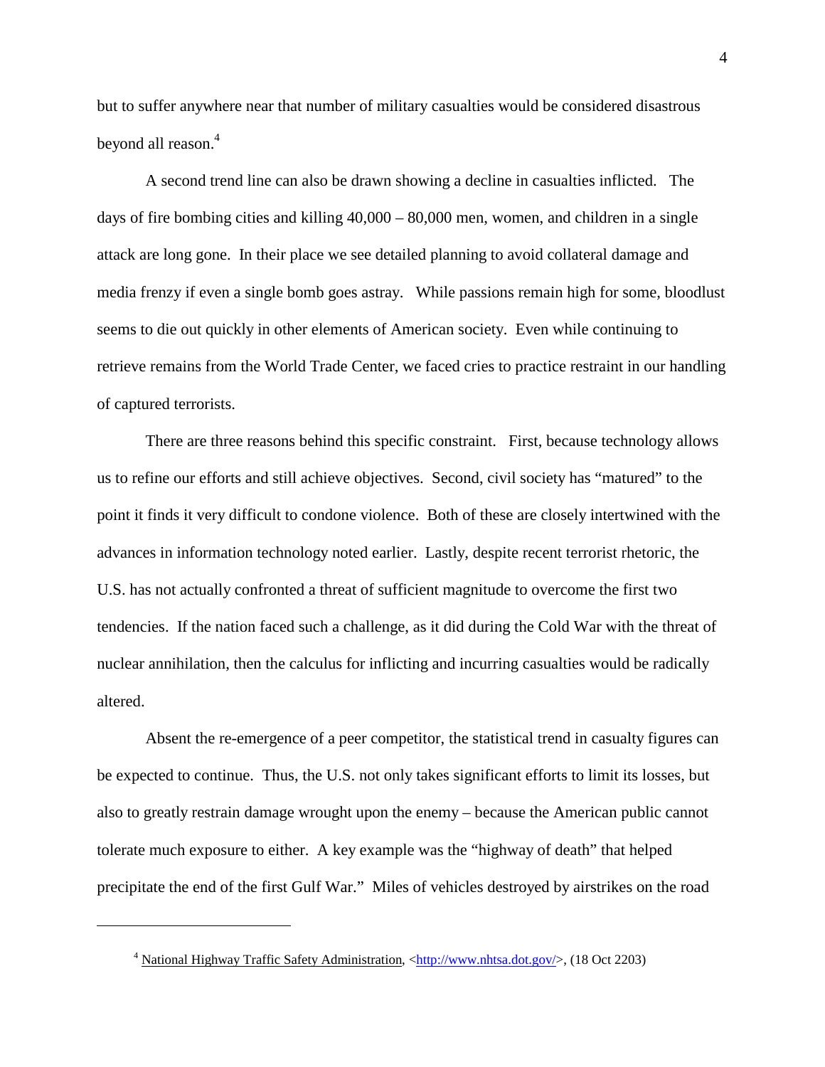but to suffer anywhere near that number of military casualties would be considered disastrous beyond all reason.[4]

A second trend line can also be drawn showing a decline in casualties inflicted. The days of fire bombing cities and killing 40,000 – 80,000 men, women, and children in a single attack are long gone. In their place we see detailed planning to avoid collateral damage and media frenzy if even a single bomb goes astray. While passions remain high for some, bloodlust seems to die out quickly in other elements of American society. Even while continuing to retrieve remains from the World Trade Center, we faced cries to practice restraint in our handling of captured terrorists.

There are three reasons behind this specific constraint. First, because technology allows us to refine our efforts and still achieve objectives. Second, civil society has "matured" to the point it finds it very difficult to condone violence. Both of these are closely intertwined with the advances in information technology noted earlier. Lastly, despite recent terrorist rhetoric, the U.S. has not actually confronted a threat of sufficient magnitude to overcome the first two tendencies. If the nation faced such a challenge, as it did during the Cold War with the threat of nuclear annihilation, then the calculus for inflicting and incurring casualties would be radically altered.

Absent the re-emergence of a peer competitor, the statistical trend in casualty figures can be expected to continue. Thus, the U.S. not only takes significant efforts to limit its losses, but also to greatly restrain damage wrought upon the enemy – because the American public cannot tolerate much exposure to either. A key example was the "highway of death" that helped precipitate the end of the first Gulf War." Miles of vehicles destroyed by airstrikes on the road

---

[4] National Highway Traffic Safety Administration, <http://www.nhtsa.dot.gov/>, (18 Oct 2203)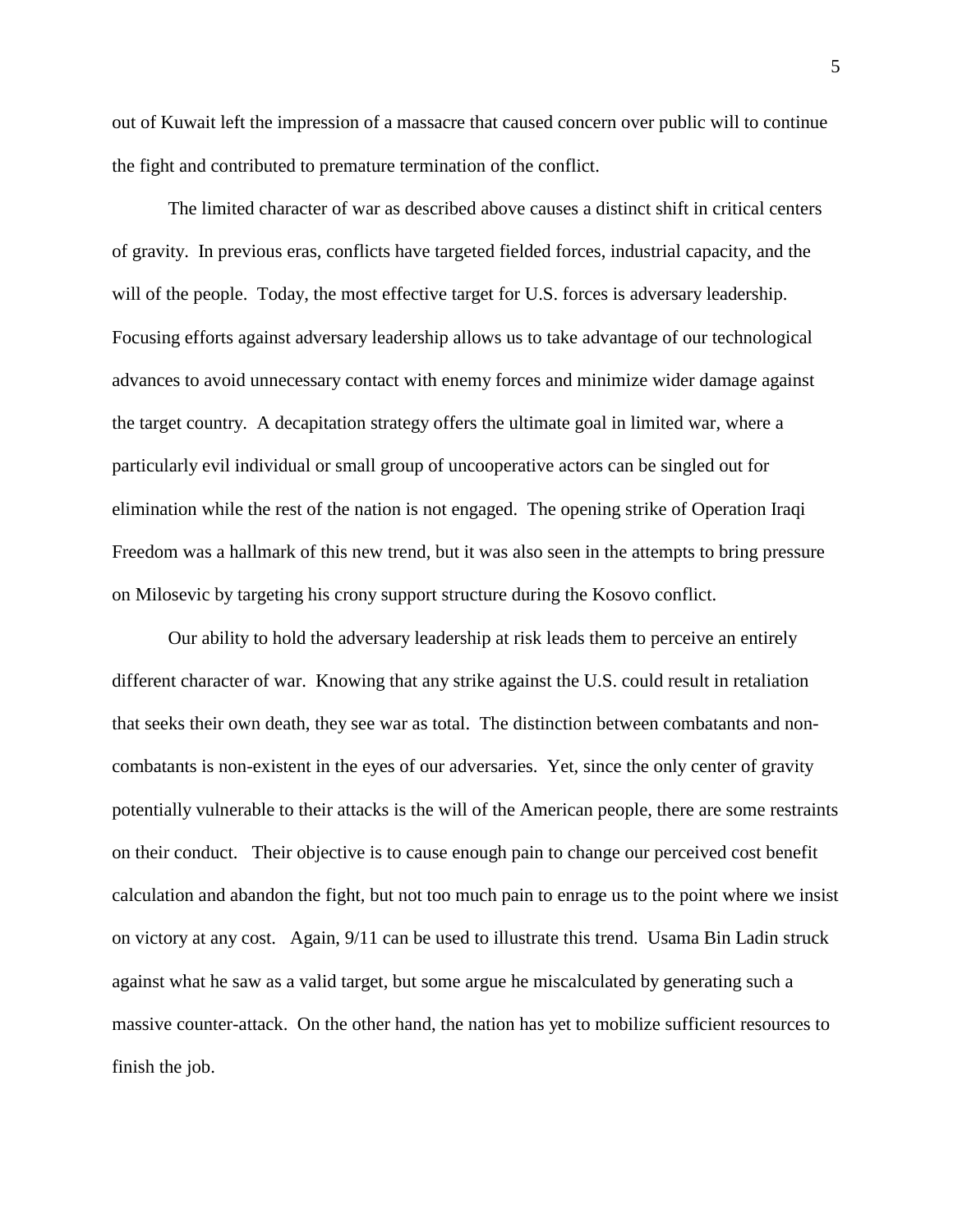out of Kuwait left the impression of a massacre that caused concern over public will to continue the fight and contributed to premature termination of the conflict.

The limited character of war as described above causes a distinct shift in critical centers of gravity. In previous eras, conflicts have targeted fielded forces, industrial capacity, and the will of the people. Today, the most effective target for U.S. forces is adversary leadership. Focusing efforts against adversary leadership allows us to take advantage of our technological advances to avoid unnecessary contact with enemy forces and minimize wider damage against the target country. A decapitation strategy offers the ultimate goal in limited war, where a particularly evil individual or small group of uncooperative actors can be singled out for elimination while the rest of the nation is not engaged. The opening strike of Operation Iraqi Freedom was a hallmark of this new trend, but it was also seen in the attempts to bring pressure on Milosevic by targeting his crony support structure during the Kosovo conflict.

Our ability to hold the adversary leadership at risk leads them to perceive an entirely different character of war. Knowing that any strike against the U.S. could result in retaliation that seeks their own death, they see war as total. The distinction between combatants and non-combatants is non-existent in the eyes of our adversaries. Yet, since the only center of gravity potentially vulnerable to their attacks is the will of the American people, there are some restraints on their conduct. Their objective is to cause enough pain to change our perceived cost benefit calculation and abandon the fight, but not too much pain to enrage us to the point where we insist on victory at any cost. Again, 9/11 can be used to illustrate this trend. Usama Bin Ladin struck against what he saw as a valid target, but some argue he miscalculated by generating such a massive counter-attack. On the other hand, the nation has yet to mobilize sufficient resources to finish the job.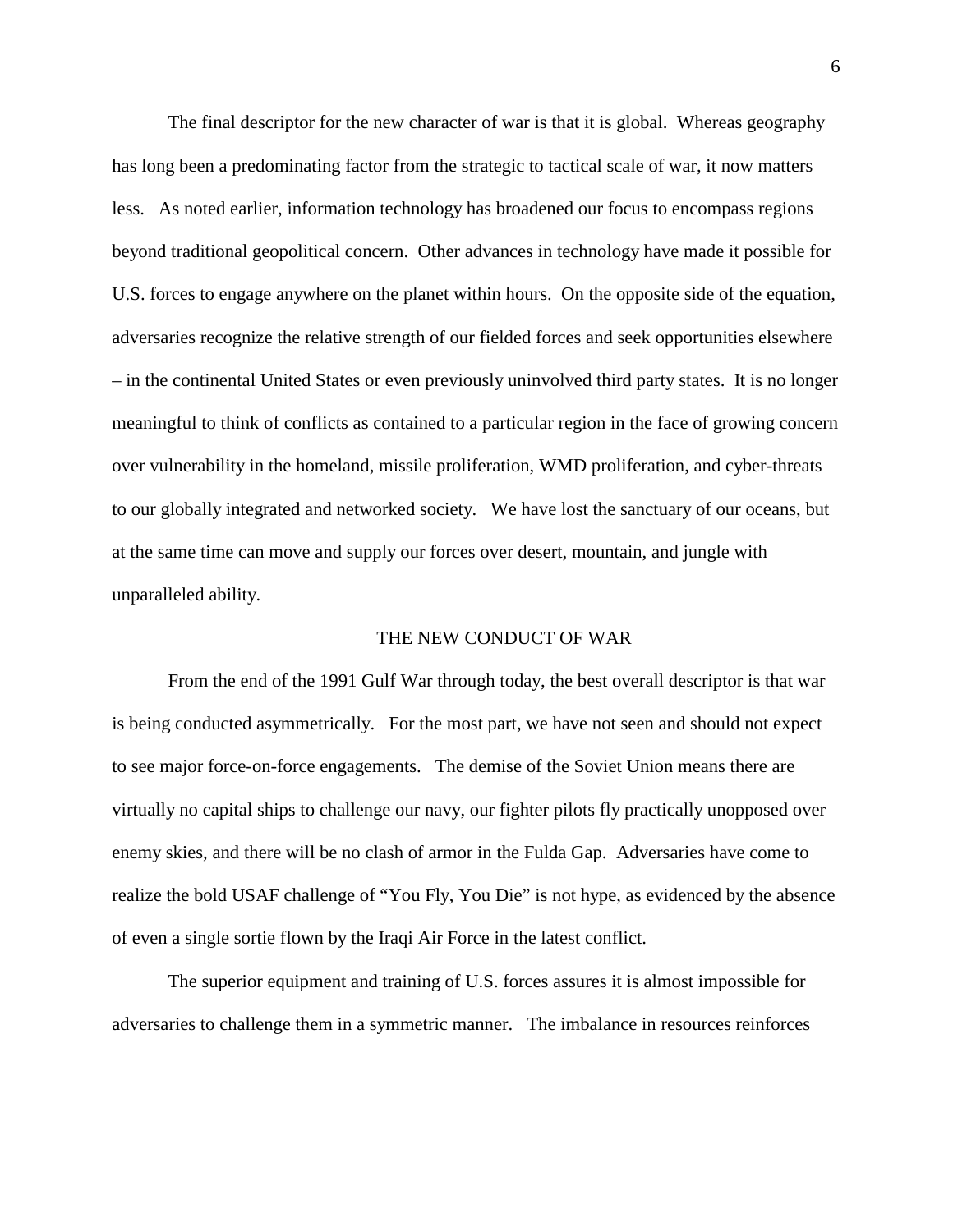The final descriptor for the new character of war is that it is global. Whereas geography has long been a predominating factor from the strategic to tactical scale of war, it now matters less. As noted earlier, information technology has broadened our focus to encompass regions beyond traditional geopolitical concern. Other advances in technology have made it possible for U.S. forces to engage anywhere on the planet within hours. On the opposite side of the equation, adversaries recognize the relative strength of our fielded forces and seek opportunities elsewhere – in the continental United States or even previously uninvolved third party states. It is no longer meaningful to think of conflicts as contained to a particular region in the face of growing concern over vulnerability in the homeland, missile proliferation, WMD proliferation, and cyber-threats to our globally integrated and networked society. We have lost the sanctuary of our oceans, but at the same time can move and supply our forces over desert, mountain, and jungle with unparalleled ability.

## THE NEW CONDUCT OF WAR

From the end of the 1991 Gulf War through today, the best overall descriptor is that war is being conducted asymmetrically. For the most part, we have not seen and should not expect to see major force-on-force engagements. The demise of the Soviet Union means there are virtually no capital ships to challenge our navy, our fighter pilots fly practically unopposed over enemy skies, and there will be no clash of armor in the Fulda Gap. Adversaries have come to realize the bold USAF challenge of "You Fly, You Die" is not hype, as evidenced by the absence of even a single sortie flown by the Iraqi Air Force in the latest conflict.

The superior equipment and training of U.S. forces assures it is almost impossible for adversaries to challenge them in a symmetric manner. The imbalance in resources reinforces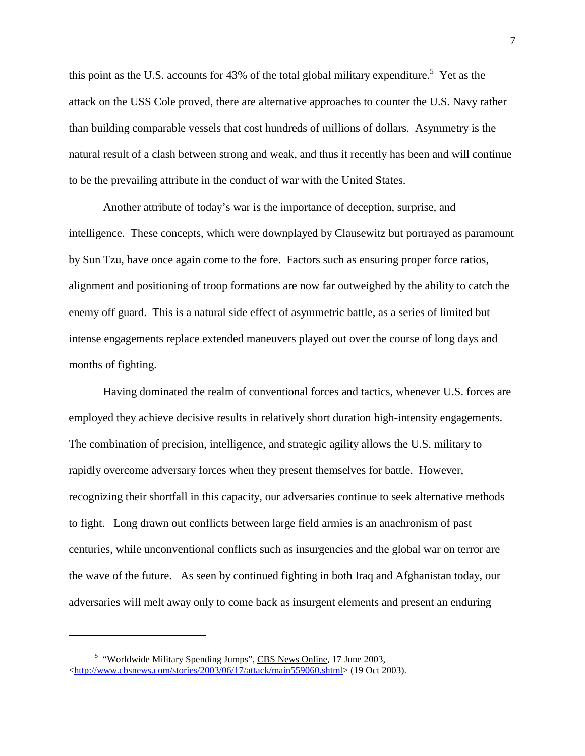this point as the U.S. accounts for 43% of the total global military expenditure.[5] Yet as the attack on the USS Cole proved, there are alternative approaches to counter the U.S. Navy rather than building comparable vessels that cost hundreds of millions of dollars. Asymmetry is the natural result of a clash between strong and weak, and thus it recently has been and will continue to be the prevailing attribute in the conduct of war with the United States.

Another attribute of today's war is the importance of deception, surprise, and intelligence. These concepts, which were downplayed by Clausewitz but portrayed as paramount by Sun Tzu, have once again come to the fore. Factors such as ensuring proper force ratios, alignment and positioning of troop formations are now far outweighed by the ability to catch the enemy off guard. This is a natural side effect of asymmetric battle, as a series of limited but intense engagements replace extended maneuvers played out over the course of long days and months of fighting.

Having dominated the realm of conventional forces and tactics, whenever U.S. forces are employed they achieve decisive results in relatively short duration high-intensity engagements. The combination of precision, intelligence, and strategic agility allows the U.S. military to rapidly overcome adversary forces when they present themselves for battle. However, recognizing their shortfall in this capacity, our adversaries continue to seek alternative methods to fight. Long drawn out conflicts between large field armies is an anachronism of past centuries, while unconventional conflicts such as insurgencies and the global war on terror are the wave of the future. As seen by continued fighting in both Iraq and Afghanistan today, our adversaries will melt away only to come back as insurgent elements and present an enduring

---

[5] "Worldwide Military Spending Jumps", CBS News Online, 17 June 2003, <http://www.cbsnews.com/stories/2003/06/17/attack/main559060.shtml> (19 Oct 2003).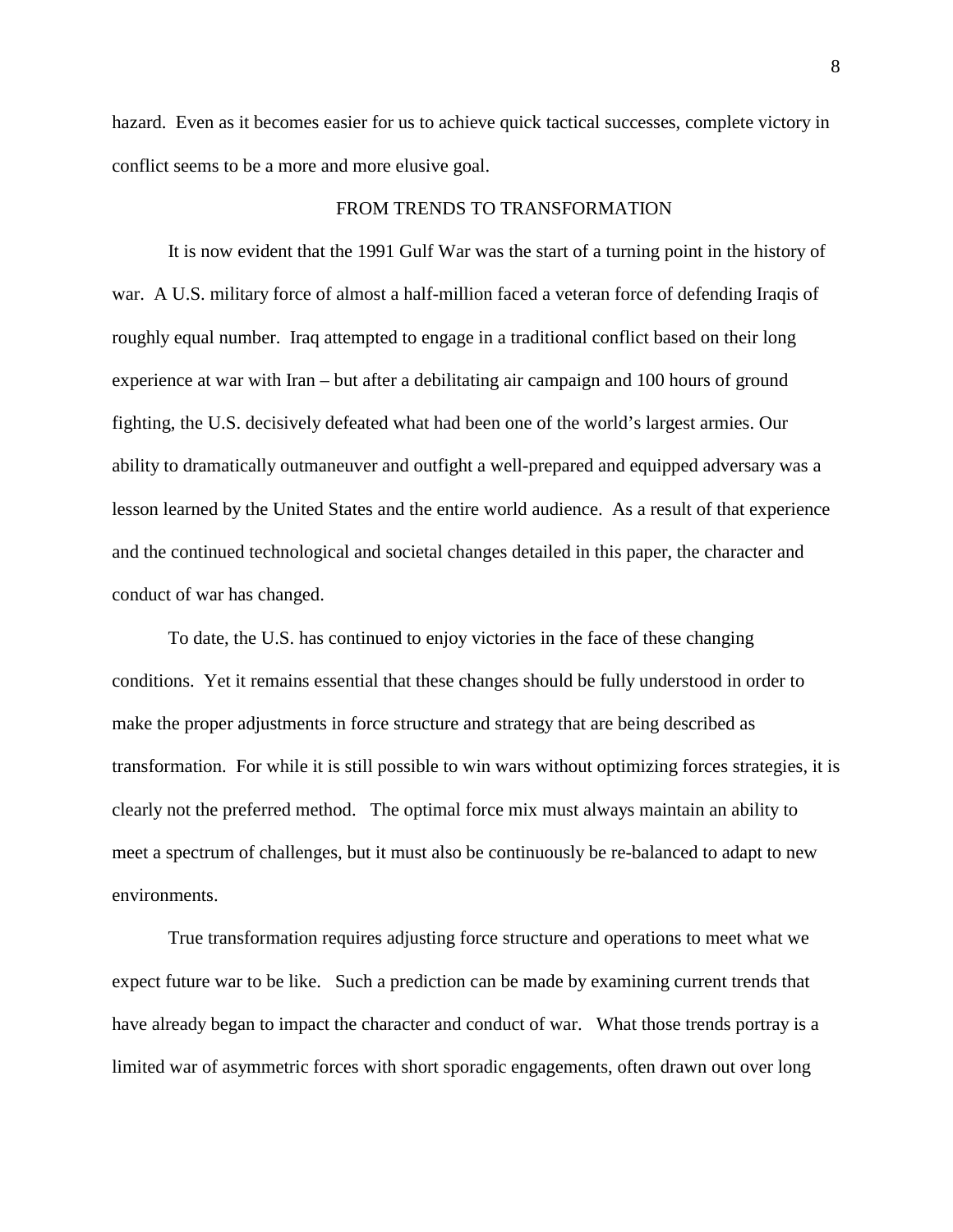hazard. Even as it becomes easier for us to achieve quick tactical successes, complete victory in conflict seems to be a more and more elusive goal.

## FROM TRENDS TO TRANSFORMATION

It is now evident that the 1991 Gulf War was the start of a turning point in the history of war. A U.S. military force of almost a half-million faced a veteran force of defending Iraqis of roughly equal number. Iraq attempted to engage in a traditional conflict based on their long experience at war with Iran – but after a debilitating air campaign and 100 hours of ground fighting, the U.S. decisively defeated what had been one of the world's largest armies. Our ability to dramatically outmaneuver and outfight a well-prepared and equipped adversary was a lesson learned by the United States and the entire world audience. As a result of that experience and the continued technological and societal changes detailed in this paper, the character and conduct of war has changed.

To date, the U.S. has continued to enjoy victories in the face of these changing conditions. Yet it remains essential that these changes should be fully understood in order to make the proper adjustments in force structure and strategy that are being described as transformation. For while it is still possible to win wars without optimizing forces strategies, it is clearly not the preferred method. The optimal force mix must always maintain an ability to meet a spectrum of challenges, but it must also be continuously be re-balanced to adapt to new environments.

True transformation requires adjusting force structure and operations to meet what we expect future war to be like. Such a prediction can be made by examining current trends that have already began to impact the character and conduct of war. What those trends portray is a limited war of asymmetric forces with short sporadic engagements, often drawn out over long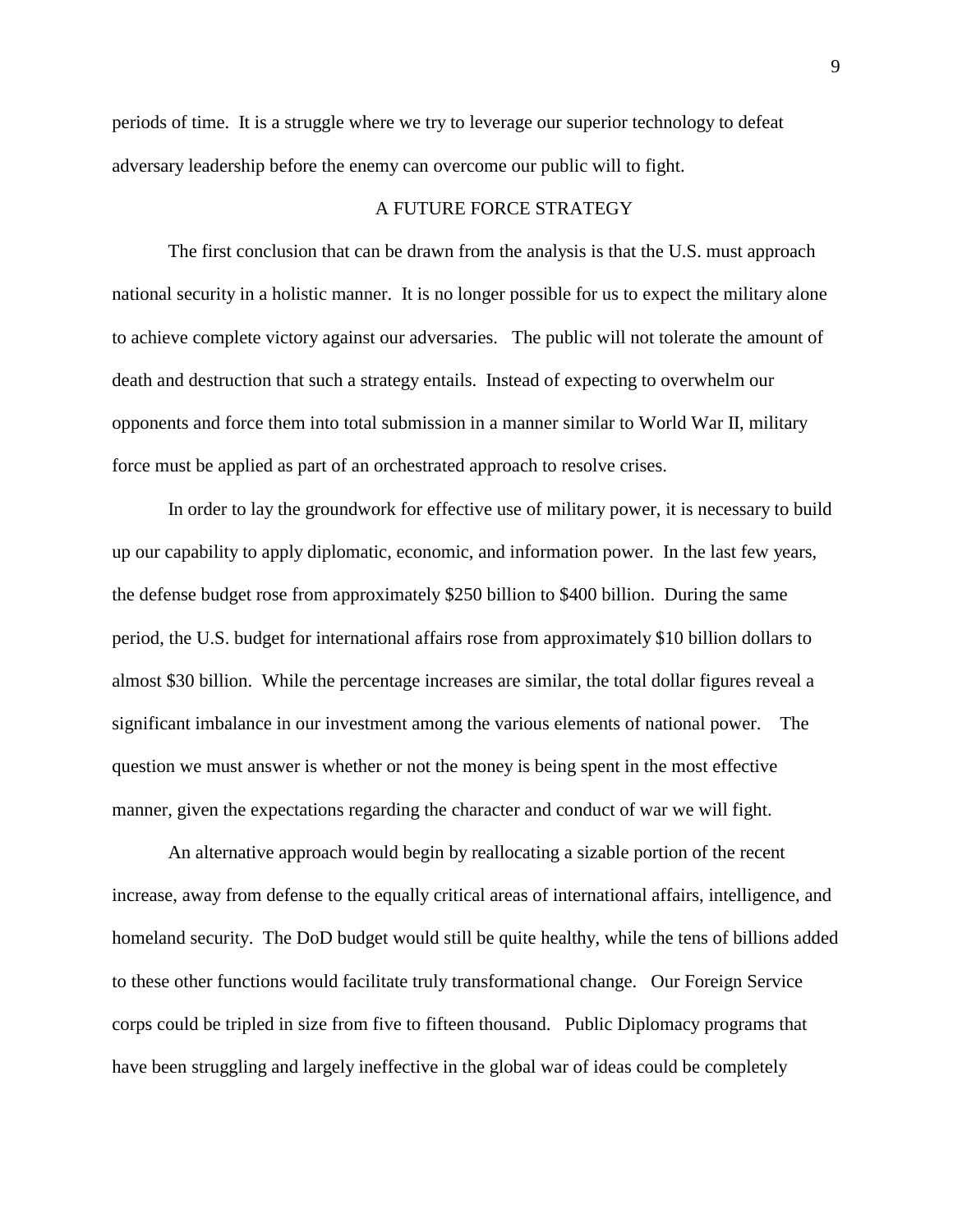periods of time. It is a struggle where we try to leverage our superior technology to defeat adversary leadership before the enemy can overcome our public will to fight.

## A FUTURE FORCE STRATEGY

The first conclusion that can be drawn from the analysis is that the U.S. must approach national security in a holistic manner. It is no longer possible for us to expect the military alone to achieve complete victory against our adversaries. The public will not tolerate the amount of death and destruction that such a strategy entails. Instead of expecting to overwhelm our opponents and force them into total submission in a manner similar to World War II, military force must be applied as part of an orchestrated approach to resolve crises.

In order to lay the groundwork for effective use of military power, it is necessary to build up our capability to apply diplomatic, economic, and information power. In the last few years, the defense budget rose from approximately $250 billion to $400 billion. During the same period, the U.S. budget for international affairs rose from approximately $10 billion dollars to almost $30 billion. While the percentage increases are similar, the total dollar figures reveal a significant imbalance in our investment among the various elements of national power. The question we must answer is whether or not the money is being spent in the most effective manner, given the expectations regarding the character and conduct of war we will fight.

An alternative approach would begin by reallocating a sizable portion of the recent increase, away from defense to the equally critical areas of international affairs, intelligence, and homeland security. The DoD budget would still be quite healthy, while the tens of billions added to these other functions would facilitate truly transformational change. Our Foreign Service corps could be tripled in size from five to fifteen thousand. Public Diplomacy programs that have been struggling and largely ineffective in the global war of ideas could be completely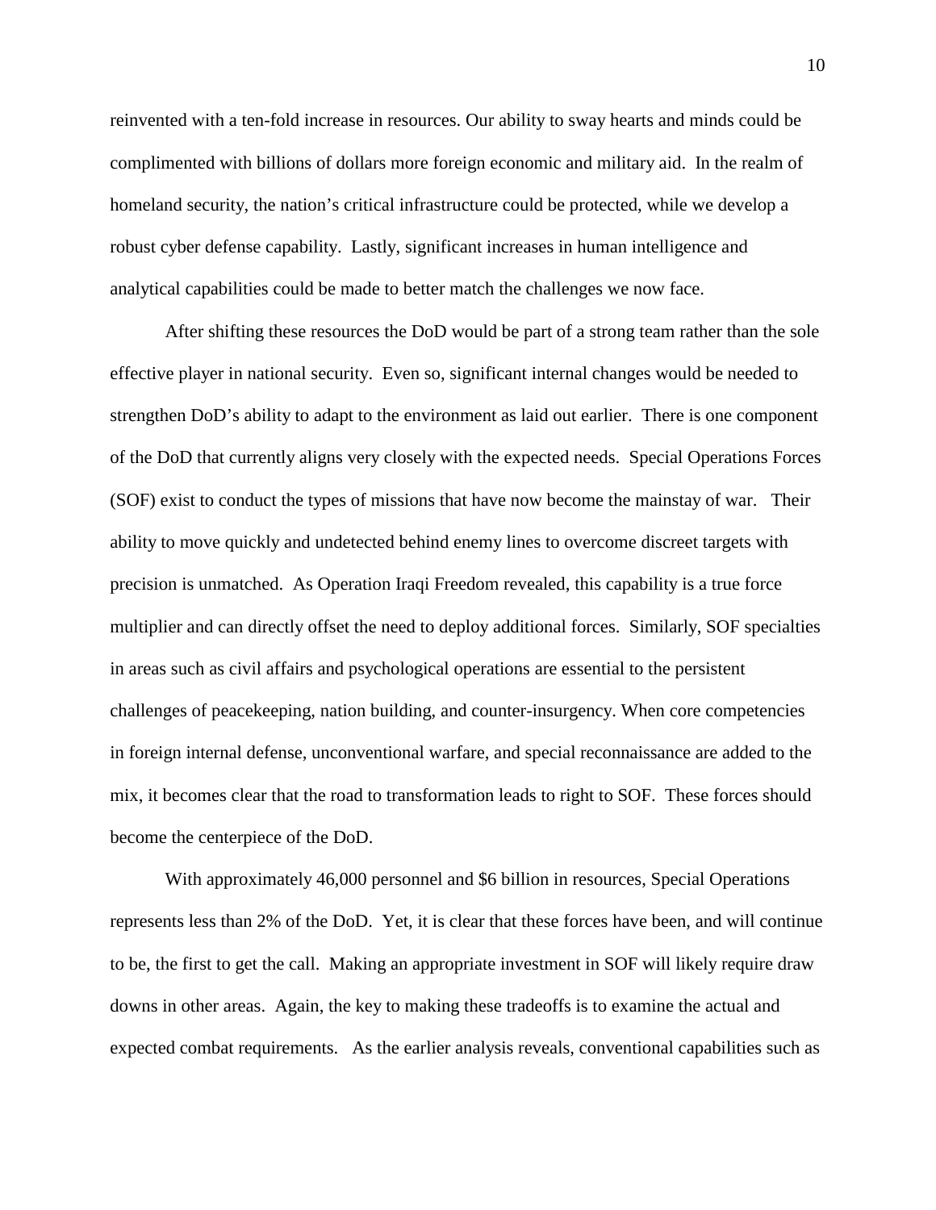reinvented with a ten-fold increase in resources. Our ability to sway hearts and minds could be complimented with billions of dollars more foreign economic and military aid. In the realm of homeland security, the nation's critical infrastructure could be protected, while we develop a robust cyber defense capability. Lastly, significant increases in human intelligence and analytical capabilities could be made to better match the challenges we now face.

After shifting these resources the DoD would be part of a strong team rather than the sole effective player in national security. Even so, significant internal changes would be needed to strengthen DoD's ability to adapt to the environment as laid out earlier. There is one component of the DoD that currently aligns very closely with the expected needs. Special Operations Forces (SOF) exist to conduct the types of missions that have now become the mainstay of war. Their ability to move quickly and undetected behind enemy lines to overcome discreet targets with precision is unmatched. As Operation Iraqi Freedom revealed, this capability is a true force multiplier and can directly offset the need to deploy additional forces. Similarly, SOF specialties in areas such as civil affairs and psychological operations are essential to the persistent challenges of peacekeeping, nation building, and counter-insurgency. When core competencies in foreign internal defense, unconventional warfare, and special reconnaissance are added to the mix, it becomes clear that the road to transformation leads to right to SOF. These forces should become the centerpiece of the DoD.

With approximately 46,000 personnel and $6 billion in resources, Special Operations represents less than 2% of the DoD. Yet, it is clear that these forces have been, and will continue to be, the first to get the call. Making an appropriate investment in SOF will likely require draw downs in other areas. Again, the key to making these tradeoffs is to examine the actual and expected combat requirements. As the earlier analysis reveals, conventional capabilities such as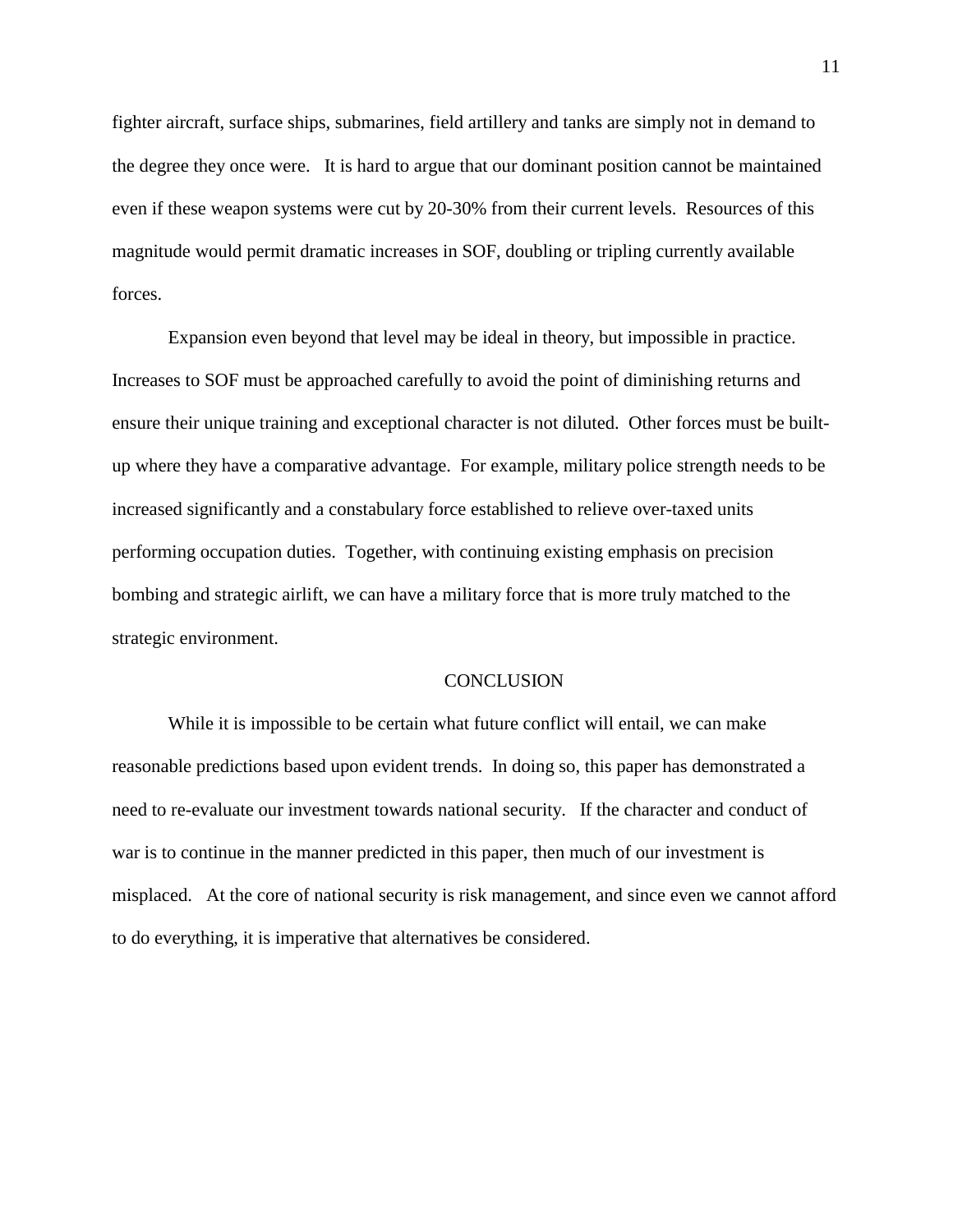fighter aircraft, surface ships, submarines, field artillery and tanks are simply not in demand to the degree they once were. It is hard to argue that our dominant position cannot be maintained even if these weapon systems were cut by 20-30% from their current levels. Resources of this magnitude would permit dramatic increases in SOF, doubling or tripling currently available forces.

Expansion even beyond that level may be ideal in theory, but impossible in practice. Increases to SOF must be approached carefully to avoid the point of diminishing returns and ensure their unique training and exceptional character is not diluted. Other forces must be built-up where they have a comparative advantage. For example, military police strength needs to be increased significantly and a constabulary force established to relieve over-taxed units performing occupation duties. Together, with continuing existing emphasis on precision bombing and strategic airlift, we can have a military force that is more truly matched to the strategic environment.

## CONCLUSION

While it is impossible to be certain what future conflict will entail, we can make reasonable predictions based upon evident trends. In doing so, this paper has demonstrated a need to re-evaluate our investment towards national security. If the character and conduct of war is to continue in the manner predicted in this paper, then much of our investment is misplaced. At the core of national security is risk management, and since even we cannot afford to do everything, it is imperative that alternatives be considered.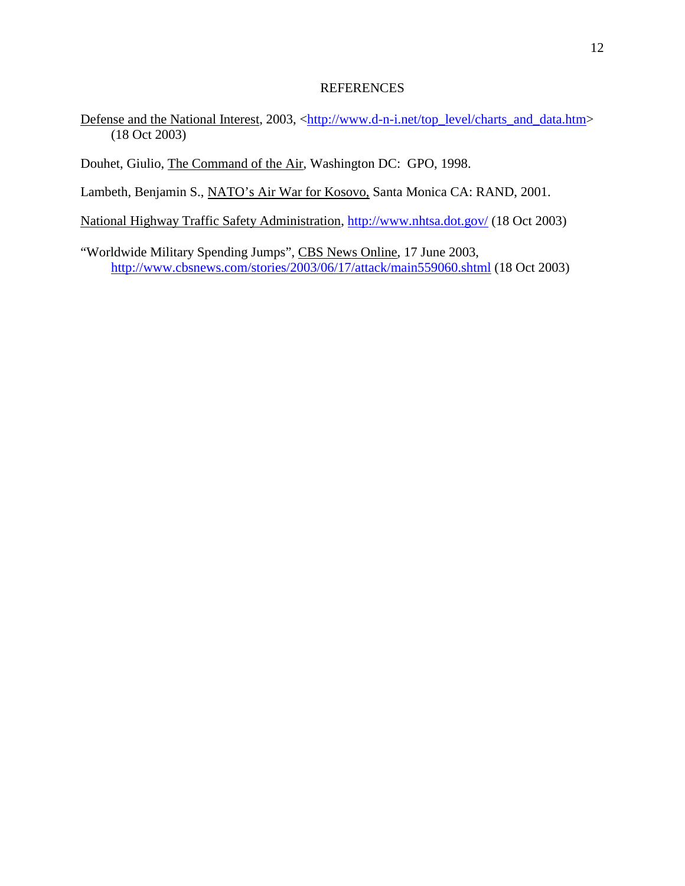# REFERENCES

Defense and the National Interest, 2003, <http://www.d-n-i.net/top_level/charts_and_data.htm> (18 Oct 2003)

Douhet, Giulio, The Command of the Air, Washington DC: GPO, 1998.

Lambeth, Benjamin S., NATO's Air War for Kosovo, Santa Monica CA: RAND, 2001.

National Highway Traffic Safety Administration, http://www.nhtsa.dot.gov/ (18 Oct 2003)

"Worldwide Military Spending Jumps", CBS News Online, 17 June 2003, http://www.cbsnews.com/stories/2003/06/17/attack/main559060.shtml (18 Oct 2003)